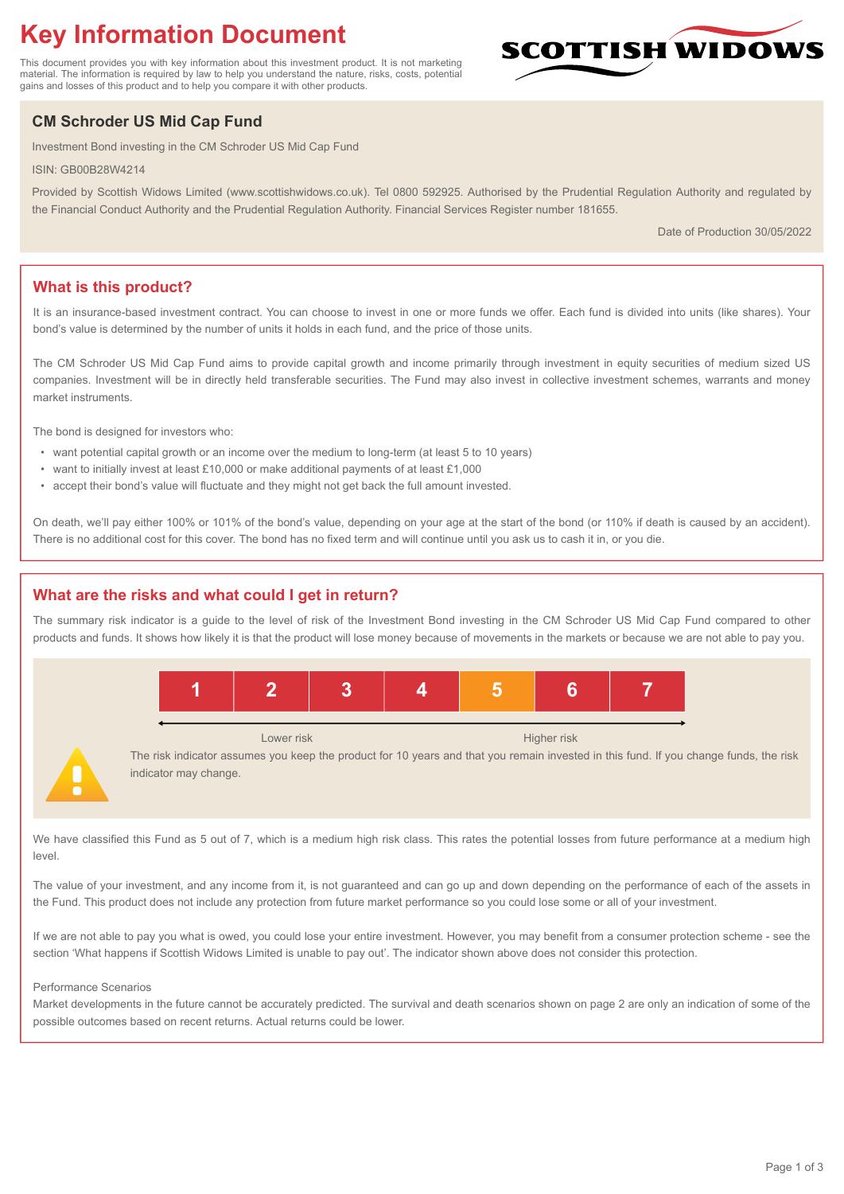# Key Information Document

This document provides you with key information about this investment product. It is not marketing material. The information is required by law to help you understand the nature, risks, costs, potential gains and losses of this product and to help you compare it with other products.

SCOTTISH WIDOWS

## CM Schroder US Mid Cap Fund

Investment Bond investing in the CM Schroder US Mid Cap Fund

ISIN: GB00B28W4214

Provided by Scottish Widows Limited (www.scottishwidows.co.uk). Tel 0800 592925. Authorised by the Prudential Regulation Authority and regulated by the Financial Conduct Authority and the Prudential Regulation Authority. Financial Services Register number 181655.

Date of Production 30/05/2022

## What is this product?

It is an insurance-based investment contract. You can choose to invest in one or more funds we offer. Each fund is divided into units (like shares). Your bond's value is determined by the number of units it holds in each fund, and the price of those units.

The CM Schroder US Mid Cap Fund aims to provide capital growth and income primarily through investment in equity securities of medium sized US companies. Investment will be in directly held transferable securities. The Fund may also invest in collective investment schemes, warrants and money market instruments.

The bond is designed for investors who:

- want potential capital growth or an income over the medium to long-term (at least 5 to 10 years)
- want to initially invest at least £10,000 or make additional payments of at least £1,000
- accept their bond's value will fluctuate and they might not get back the full amount invested.

On death, we'll pay either 100% or 101% of the bond's value, depending on your age at the start of the bond (or 110% if death is caused by an accident). There is no additional cost for this cover. The bond has no fixed term and will continue until you ask us to cash it in, or you die.

## What are the risks and what could I get in return?

The summary risk indicator is a guide to the level of risk of the Investment Bond investing in the CM Schroder US Mid Cap Fund compared to other products and funds. It shows how likely it is that the product will lose money because of movements in the markets or because we are not able to pay you.

| 1 | 2 | 3 | 4 | **5** | 6 | 7 |
|---|---|---|---|---|---|---|

Lower risk ← → Higher risk

The risk indicator assumes you keep the product for 10 years and that you remain invested in this fund. If you change funds, the risk indicator may change.

We have classified this Fund as 5 out of 7, which is a medium high risk class. This rates the potential losses from future performance at a medium high level.

The value of your investment, and any income from it, is not guaranteed and can go up and down depending on the performance of each of the assets in the Fund. This product does not include any protection from future market performance so you could lose some or all of your investment.

If we are not able to pay you what is owed, you could lose your entire investment. However, you may benefit from a consumer protection scheme - see the section 'What happens if Scottish Widows Limited is unable to pay out'. The indicator shown above does not consider this protection.

Performance Scenarios

Market developments in the future cannot be accurately predicted. The survival and death scenarios shown on page 2 are only an indication of some of the possible outcomes based on recent returns. Actual returns could be lower.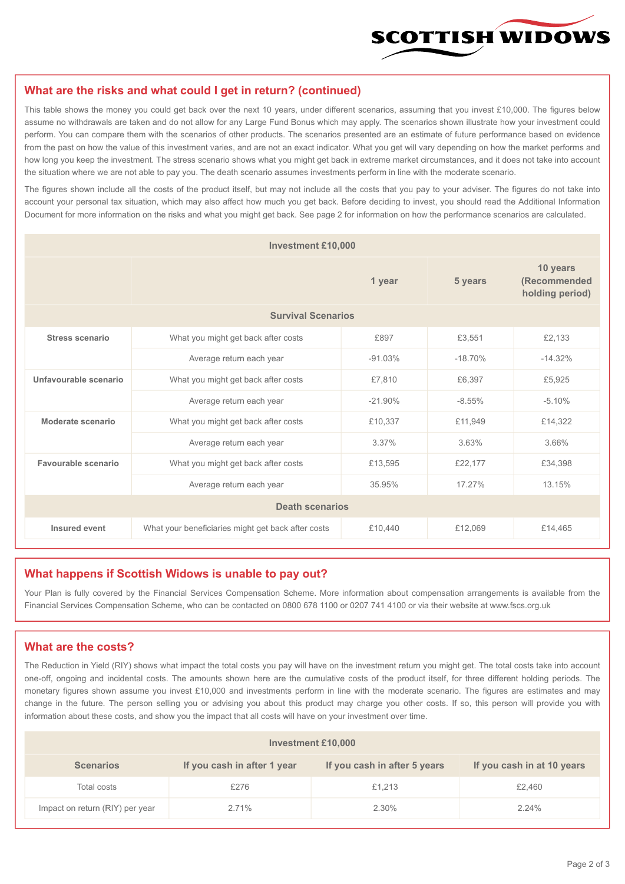## What are the risks and what could I get in return? (continued)

This table shows the money you could get back over the next 10 years, under different scenarios, assuming that you invest £10,000. The figures below assume no withdrawals are taken and do not allow for any Large Fund Bonus which may apply. The scenarios shown illustrate how your investment could perform. You can compare them with the scenarios of other products. The scenarios presented are an estimate of future performance based on evidence from the past on how the value of this investment varies, and are not an exact indicator. What you get will vary depending on how the market performs and how long you keep the investment. The stress scenario shows what you might get back in extreme market circumstances, and it does not take into account the situation where we are not able to pay you. The death scenario assumes investments perform in line with the moderate scenario.

The figures shown include all the costs of the product itself, but may not include all the costs that you pay to your adviser. The figures do not take into account your personal tax situation, which may also affect how much you get back. Before deciding to invest, you should read the Additional Information Document for more information on the risks and what you might get back. See page 2 for information on how the performance scenarios are calculated.

| Investment £10,000 | | | | |
|---|---|---|---|---|
| | | 1 year | 5 years | 10 years (Recommended holding period) |
| **Survival Scenarios** | | | | |
| **Stress scenario** | What you might get back after costs | £897 | £3,551 | £2,133 |
| | Average return each year | -91.03% | -18.70% | -14.32% |
| **Unfavourable scenario** | What you might get back after costs | £7,810 | £6,397 | £5,925 |
| | Average return each year | -21.90% | -8.55% | -5.10% |
| **Moderate scenario** | What you might get back after costs | £10,337 | £11,949 | £14,322 |
| | Average return each year | 3.37% | 3.63% | 3.66% |
| **Favourable scenario** | What you might get back after costs | £13,595 | £22,177 | £34,398 |
| | Average return each year | 35.95% | 17.27% | 13.15% |
| **Death scenarios** | | | | |
| **Insured event** | What your beneficiaries might get back after costs | £10,440 | £12,069 | £14,465 |

## What happens if Scottish Widows is unable to pay out?

Your Plan is fully covered by the Financial Services Compensation Scheme. More information about compensation arrangements is available from the Financial Services Compensation Scheme, who can be contacted on 0800 678 1100 or 0207 741 4100 or via their website at www.fscs.org.uk

## What are the costs?

The Reduction in Yield (RIY) shows what impact the total costs you pay will have on the investment return you might get. The total costs take into account one-off, ongoing and incidental costs. The amounts shown here are the cumulative costs of the product itself, for three different holding periods. The monetary figures shown assume you invest £10,000 and investments perform in line with the moderate scenario. The figures are estimates and may change in the future. The person selling you or advising you about this product may charge you other costs. If so, this person will provide you with information about these costs, and show you the impact that all costs will have on your investment over time.

| Investment £10,000 | | | |
|---|---|---|---|
| **Scenarios** | **If you cash in after 1 year** | **If you cash in after 5 years** | **If you cash in at 10 years** |
| Total costs | £276 | £1,213 | £2,460 |
| Impact on return (RIY) per year | 2.71% | 2.30% | 2.24% |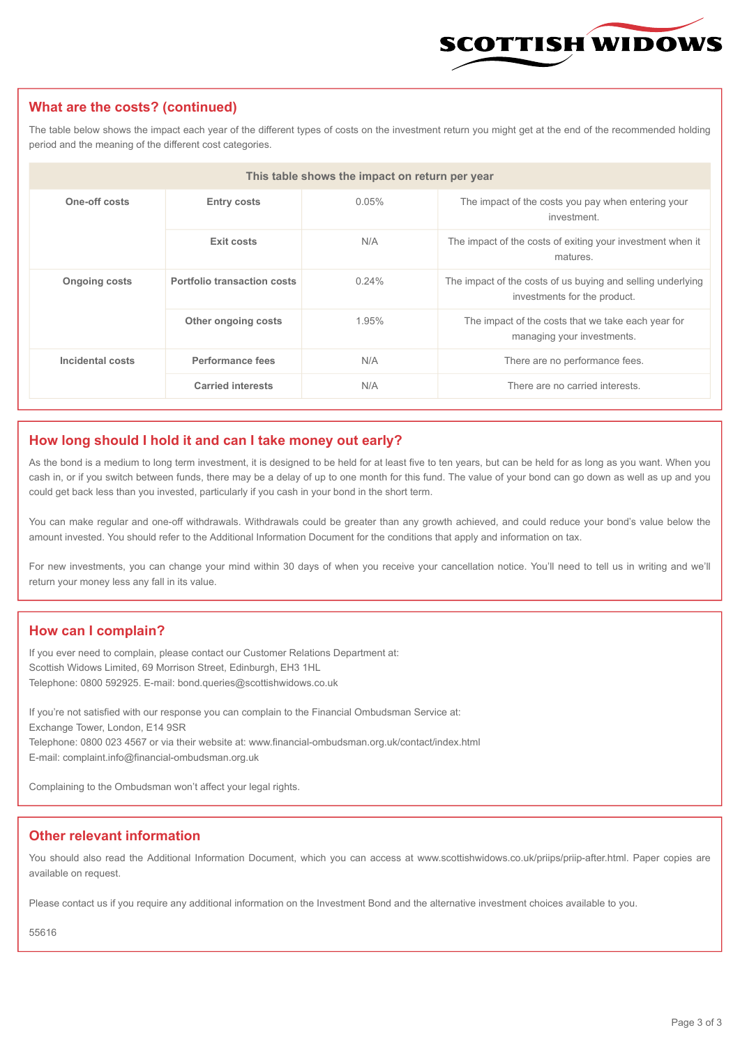## What are the costs? (continued)

The table below shows the impact each year of the different types of costs on the investment return you might get at the end of the recommended holding period and the meaning of the different cost categories.

| This table shows the impact on return per year | | | |
|---|---|---|---|
| **One-off costs** | **Entry costs** | 0.05% | The impact of the costs you pay when entering your investment. |
| | **Exit costs** | N/A | The impact of the costs of exiting your investment when it matures. |
| **Ongoing costs** | **Portfolio transaction costs** | 0.24% | The impact of the costs of us buying and selling underlying investments for the product. |
| | **Other ongoing costs** | 1.95% | The impact of the costs that we take each year for managing your investments. |
| **Incidental costs** | **Performance fees** | N/A | There are no performance fees. |
| | **Carried interests** | N/A | There are no carried interests. |

## How long should I hold it and can I take money out early?

As the bond is a medium to long term investment, it is designed to be held for at least five to ten years, but can be held for as long as you want. When you cash in, or if you switch between funds, there may be a delay of up to one month for this fund. The value of your bond can go down as well as up and you could get back less than you invested, particularly if you cash in your bond in the short term.

You can make regular and one-off withdrawals. Withdrawals could be greater than any growth achieved, and could reduce your bond's value below the amount invested. You should refer to the Additional Information Document for the conditions that apply and information on tax.

For new investments, you can change your mind within 30 days of when you receive your cancellation notice. You'll need to tell us in writing and we'll return your money less any fall in its value.

## How can I complain?

If you ever need to complain, please contact our Customer Relations Department at:
Scottish Widows Limited, 69 Morrison Street, Edinburgh, EH3 1HL
Telephone: 0800 592925. E-mail: bond.queries@scottishwidows.co.uk

If you're not satisfied with our response you can complain to the Financial Ombudsman Service at:
Exchange Tower, London, E14 9SR
Telephone: 0800 023 4567 or via their website at: www.financial-ombudsman.org.uk/contact/index.html
E-mail: complaint.info@financial-ombudsman.org.uk

Complaining to the Ombudsman won't affect your legal rights.

## Other relevant information

You should also read the Additional Information Document, which you can access at www.scottishwidows.co.uk/priips/priip-after.html. Paper copies are available on request.

Please contact us if you require any additional information on the Investment Bond and the alternative investment choices available to you.

55616